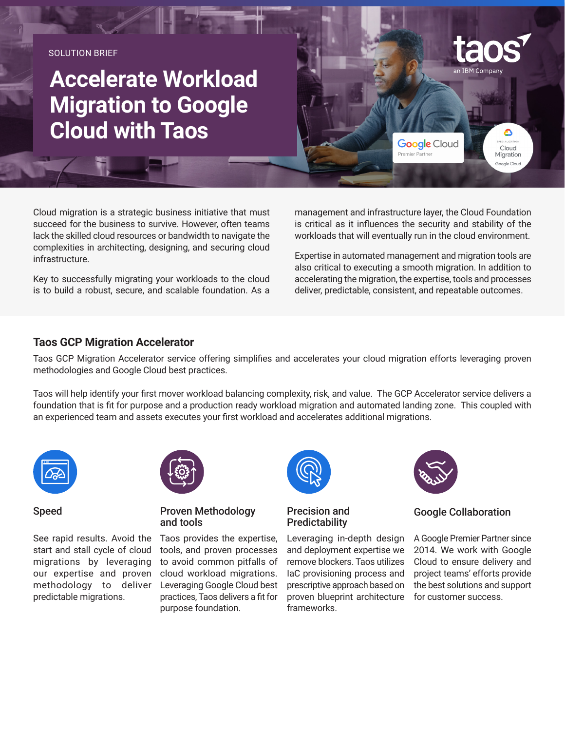SOLUTION BRIEF

# Accelerate Workload Migration to Google Cloud with Taos

Cloud migration is a strategic business initiative that must succeed for the business to survive. However, often teams lack the skilled cloud resources or bandwidth to navigate the complexities in architecting, designing, and securing cloud infrastructure.

Key to successfully migrating your workloads to the cloud is to build a robust, secure, and scalable foundation. As a management and infrastructure layer, the Cloud Foundation is critical as it influences the security and stability of the workloads that will eventually run in the cloud environment.

Expertise in automated management and migration tools are also critical to executing a smooth migration. In addition to accelerating the migration, the expertise, tools and processes deliver, predictable, consistent, and repeatable outcomes.

## Taos GCP Migration Accelerator

Taos GCP Migration Accelerator service offering simplifies and accelerates your cloud migration efforts leveraging proven methodologies and Google Cloud best practices.

Taos will help identify your first mover workload balancing complexity, risk, and value. The GCP Accelerator service delivers a foundation that is fit for purpose and a production ready workload migration and automated landing zone. This coupled with an experienced team and assets executes your first workload and accelerates additional migrations.

### Speed

See rapid results. Avoid the start and stall cycle of cloud migrations by leveraging our expertise and proven methodology to deliver predictable migrations.

### Proven Methodology and tools

Taos provides the expertise, tools, and proven processes to avoid common pitfalls of cloud workload migrations. Leveraging Google Cloud best practices, Taos delivers a fit for purpose foundation.

### Precision and Predictability

Leveraging in-depth design and deployment expertise we remove blockers. Taos utilizes IaC provisioning process and prescriptive approach based on proven blueprint architecture frameworks.

### Google Collaboration

A Google Premier Partner since 2014. We work with Google Cloud to ensure delivery and project teams' efforts provide the best solutions and support for customer success.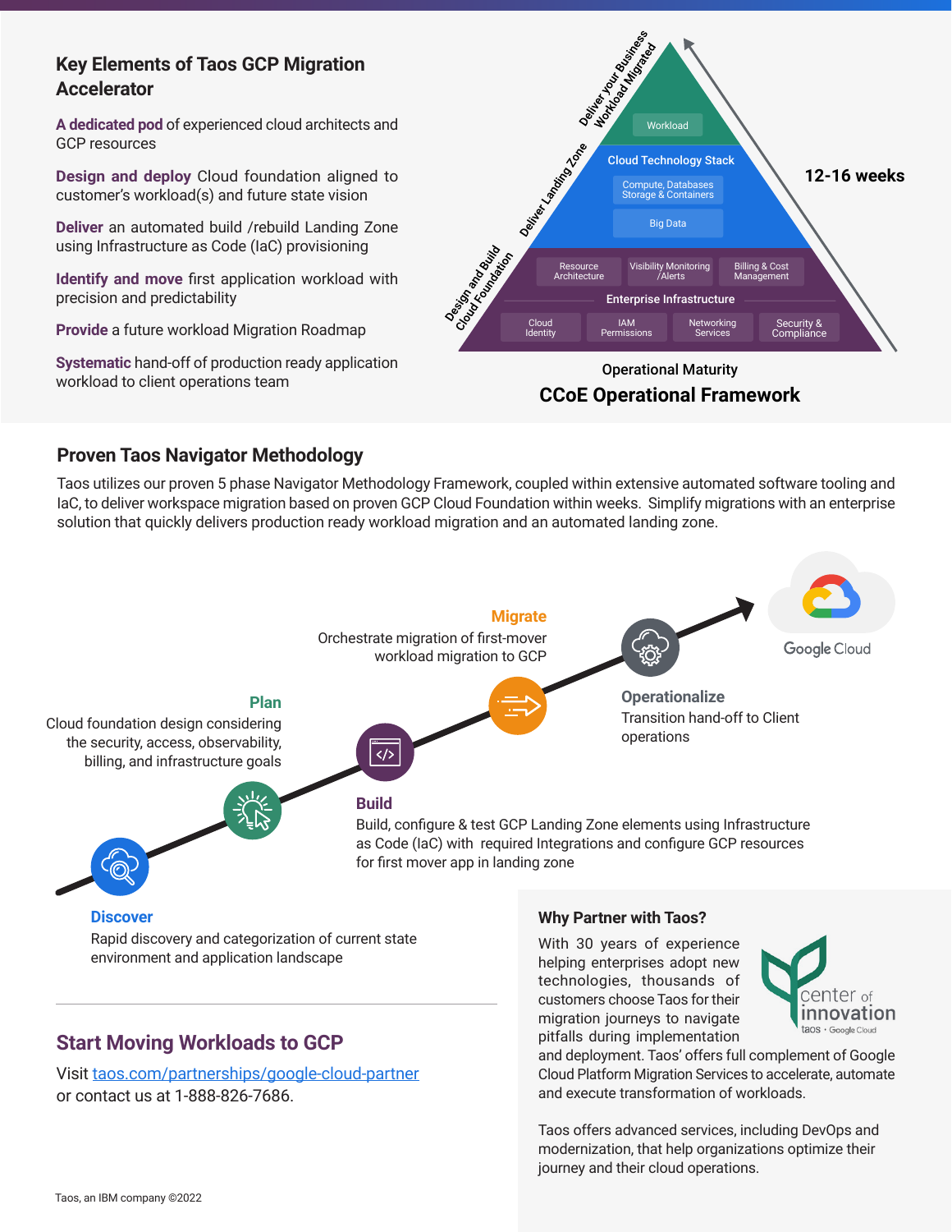## Key Elements of Taos GCP Migration Accelerator

**A dedicated pod** of experienced cloud architects and GCP resources

**Design and deploy** Cloud foundation aligned to customer's workload(s) and future state vision

**Deliver** an automated build /rebuild Landing Zone using Infrastructure as Code (IaC) provisioning

**Identify and move** first application workload with precision and predictability

**Provide** a future workload Migration Roadmap

**Systematic** hand-off of production ready application workload to client operations team

Deliver your Business Workload Migrated

Deliver Landing Zone

Design and Build Cloud Foundation

Workload

Cloud Technology Stack

Compute, Databases Storage & Containers

Big Data

Resource Architecture

Visibility Monitoring /Alerts

Billing & Cost Management

Enterprise Infrastructure

Cloud Identity

IAM Permissions

Networking Services

Security & Compliance

12-16 weeks

Operational Maturity

**CCoE Operational Framework**

## Proven Taos Navigator Methodology

Taos utilizes our proven 5 phase Navigator Methodology Framework, coupled within extensive automated software tooling and IaC, to deliver workspace migration based on proven GCP Cloud Foundation within weeks. Simplify migrations with an enterprise solution that quickly delivers production ready workload migration and an automated landing zone.

**Discover**
Rapid discovery and categorization of current state environment and application landscape

**Plan**
Cloud foundation design considering the security, access, observability, billing, and infrastructure goals

**Build**
Build, configure & test GCP Landing Zone elements using Infrastructure as Code (IaC) with required Integrations and configure GCP resources for first mover app in landing zone

**Migrate**
Orchestrate migration of first-mover workload migration to GCP

**Operationalize**
Transition hand-off to Client operations

Google Cloud

## Start Moving Workloads to GCP

Visit [taos.com/partnerships/google-cloud-partner](taos.com/partnerships/google-cloud-partner)
or contact us at 1-888-826-7686.

### Why Partner with Taos?

With 30 years of experience helping enterprises adopt new technologies, thousands of customers choose Taos for their migration journeys to navigate pitfalls during implementation and deployment. Taos' offers full complement of Google Cloud Platform Migration Services to accelerate, automate and execute transformation of workloads.

center of innovation
taos • Google Cloud

Taos offers advanced services, including DevOps and modernization, that help organizations optimize their journey and their cloud operations.

Taos, an IBM company ©2022